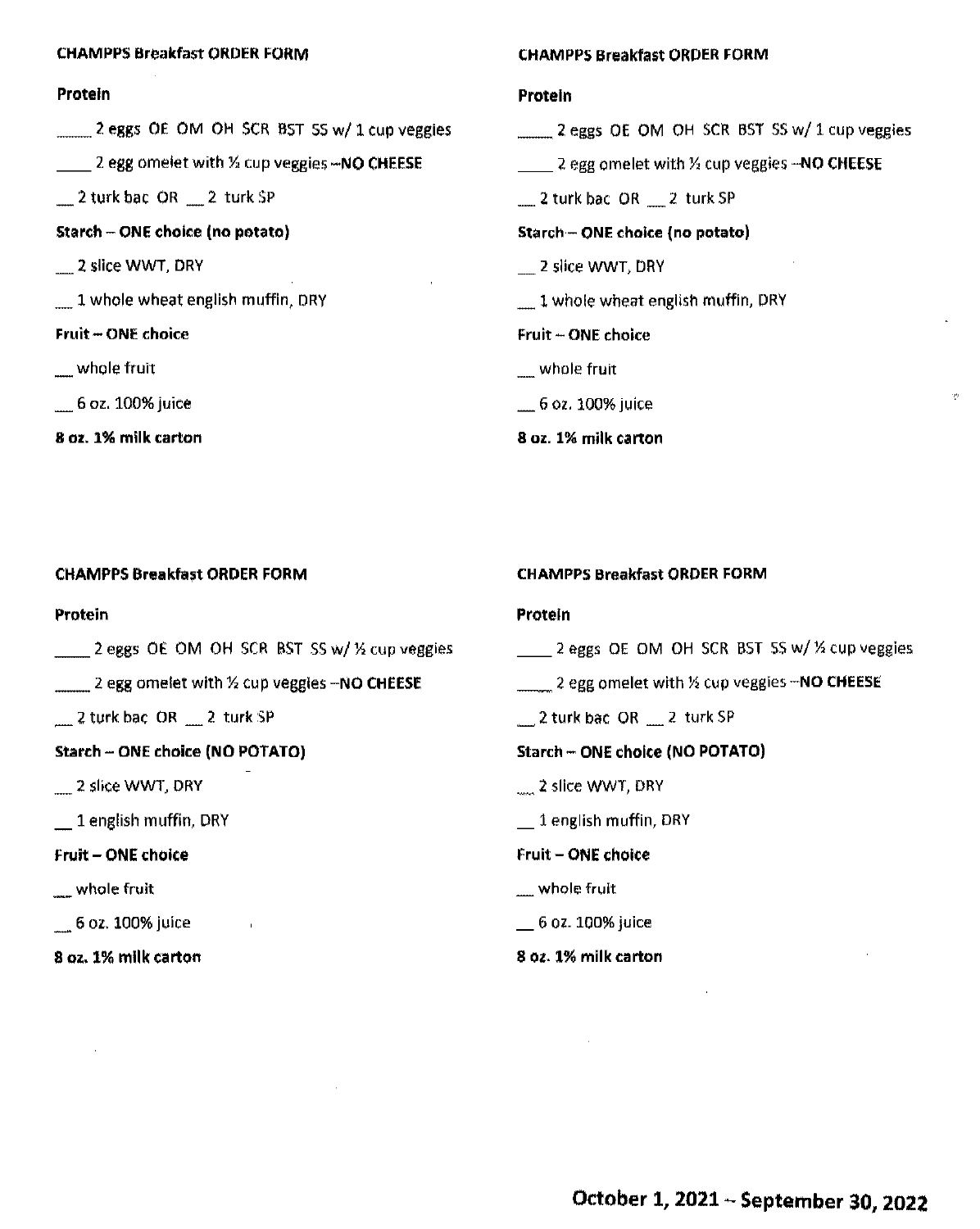**CHAMPPS Breakfast ORDER FORM**

**Protein**

______ 2 eggs OE OM OH SCR BST SS w/ 1 cup veggies

_____ 2 egg omelet with ½ cup veggies –**NO CHEESE**

___ 2 turk bac OR ___ 2 turk SP

**Starch – ONE choice (no potato)**

___ 2 slice WWT, DRY

___ 1 whole wheat english muffin, DRY

**Fruit – ONE choice**

___ whole fruit

___ 6 oz. 100% juice

**8 oz. 1% milk carton**

---

**CHAMPPS Breakfast ORDER FORM**

**Protein**

______ 2 eggs OE OM OH SCR BST SS w/ 1 cup veggies

_____ 2 egg omelet with ½ cup veggies –**NO CHEESE**

___ 2 turk bac OR ___ 2 turk SP

**Starch – ONE choice (no potato)**

___ 2 slice WWT, DRY

___ 1 whole wheat english muffin, DRY

**Fruit – ONE choice**

___ whole fruit

___ 6 oz. 100% juice

**8 oz. 1% milk carton**

---

**CHAMPPS Breakfast ORDER FORM**

**Protein**

_____ 2 eggs OE OM OH SCR BST SS w/ ½ cup veggies

_____ 2 egg omelet with ½ cup veggies –**NO CHEESE**

___ 2 turk bac OR ___ 2 turk SP

**Starch – ONE choice (NO POTATO)**

___ 2 slice WWT, DRY

___ 1 english muffin, DRY

**Fruit – ONE choice**

___ whole fruit

___ 6 oz. 100% juice

**8 oz. 1% milk carton**

---

**CHAMPPS Breakfast ORDER FORM**

**Protein**

_____ 2 eggs OE OM OH SCR BST SS w/ ½ cup veggies

_____ 2 egg omelet with ½ cup veggies –**NO CHEESE**

___ 2 turk bac OR ___ 2 turk SP

**Starch – ONE choice (NO POTATO)**

___ 2 slice WWT, DRY

___ 1 english muffin, DRY

**Fruit – ONE choice**

___ whole fruit

___ 6 oz. 100% juice

**8 oz. 1% milk carton**

**October 1, 2021 – September 30, 2022**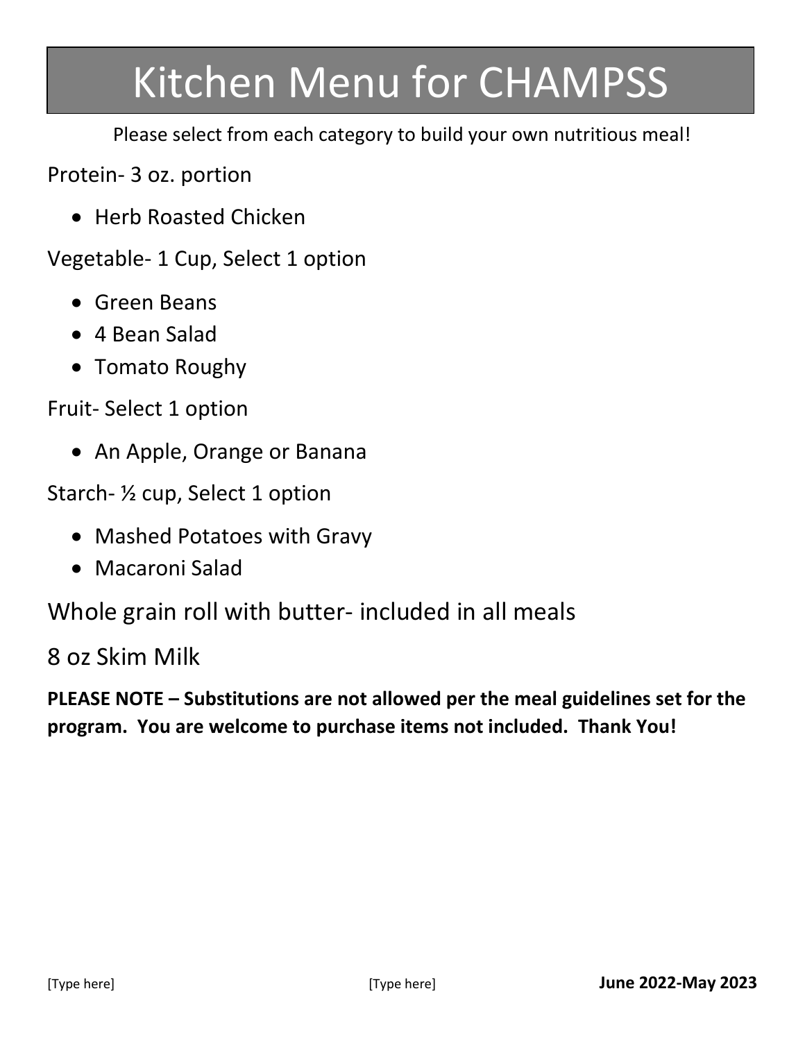# Kitchen Menu for CHAMPSS

Please select from each category to build your own nutritious meal!

Protein- 3 oz. portion

- Herb Roasted Chicken

Vegetable- 1 Cup, Select 1 option

- Green Beans
- 4 Bean Salad
- Tomato Roughy

Fruit- Select 1 option

- An Apple, Orange or Banana

Starch- ½ cup, Select 1 option

- Mashed Potatoes with Gravy
- Macaroni Salad

Whole grain roll with butter- included in all meals

8 oz Skim Milk

**PLEASE NOTE – Substitutions are not allowed per the meal guidelines set for the program. You are welcome to purchase items not included. Thank You!**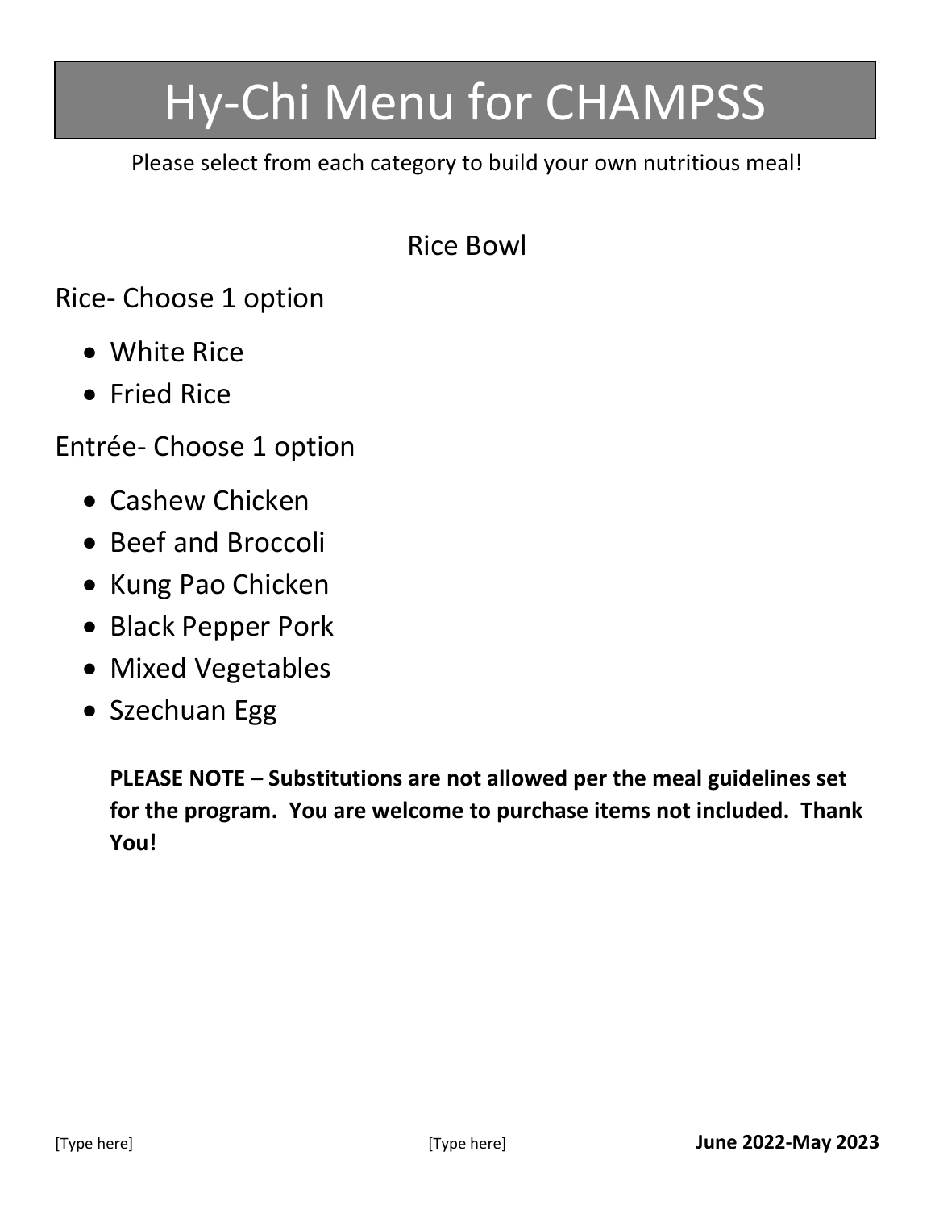# Hy-Chi Menu for CHAMPSS

Please select from each category to build your own nutritious meal!

## Rice Bowl

### Rice- Choose 1 option

- White Rice
- Fried Rice

### Entrée- Choose 1 option

- Cashew Chicken
- Beef and Broccoli
- Kung Pao Chicken
- Black Pepper Pork
- Mixed Vegetables
- Szechuan Egg

**PLEASE NOTE – Substitutions are not allowed per the meal guidelines set for the program. You are welcome to purchase items not included. Thank You!**

[Type here] [Type here] **June 2022-May 2023**